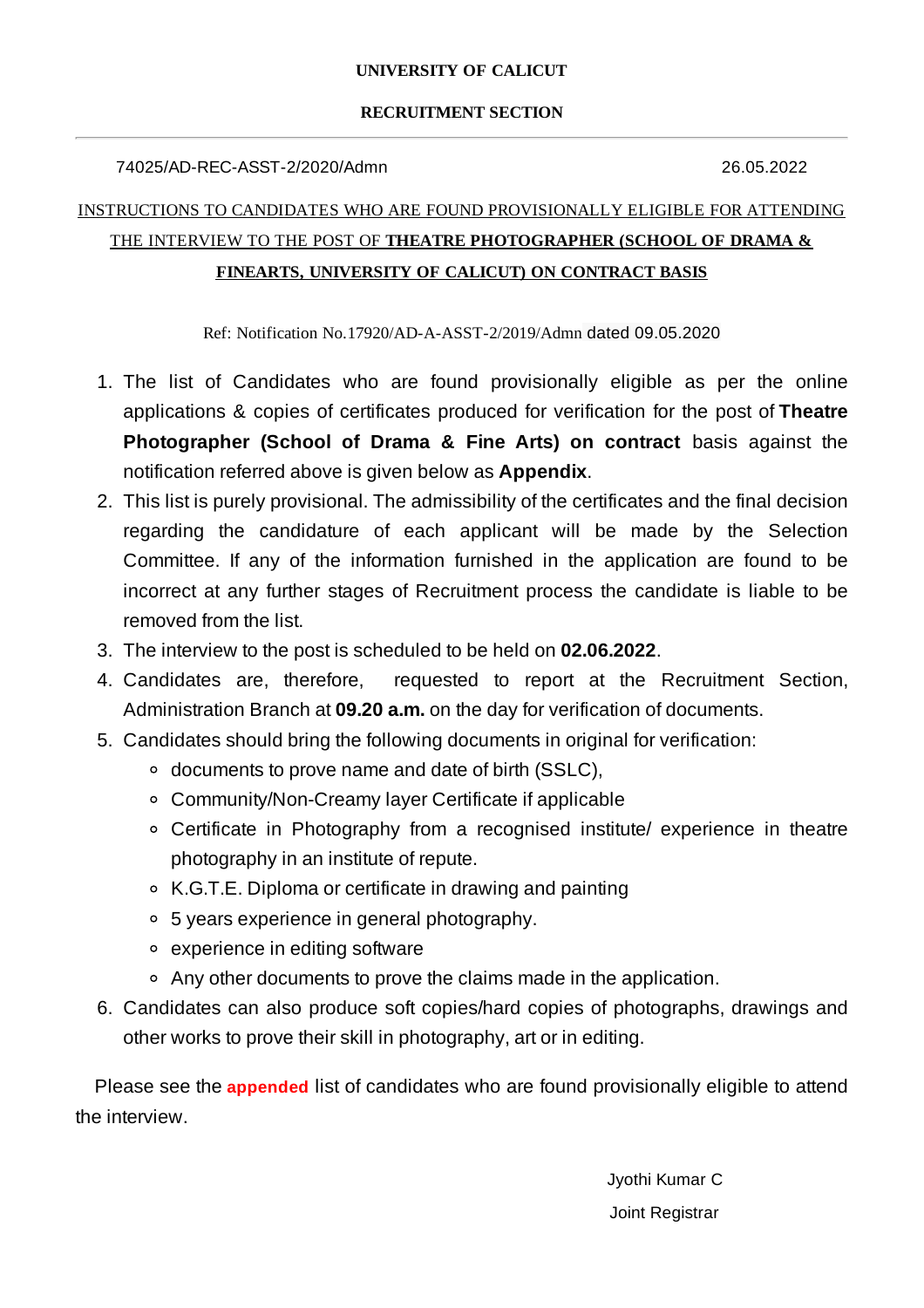**UNIVERSITY OF CALICUT**

**RECRUITMENT SECTION**

---

74025/AD-REC-ASST-2/2020/Admn 26.05.2022

INSTRUCTIONS TO CANDIDATES WHO ARE FOUND PROVISIONALLY ELIGIBLE FOR ATTENDING THE INTERVIEW TO THE POST OF **THEATRE PHOTOGRAPHER (SCHOOL OF DRAMA & FINEARTS, UNIVERSITY OF CALICUT) ON CONTRACT BASIS**

Ref: Notification No.17920/AD-A-ASST-2/2019/Admn dated 09.05.2020

1. The list of Candidates who are found provisionally eligible as per the online applications & copies of certificates produced for verification for the post of **Theatre Photographer (School of Drama & Fine Arts) on contract** basis against the notification referred above is given below as **Appendix**.
2. This list is purely provisional. The admissibility of the certificates and the final decision regarding the candidature of each applicant will be made by the Selection Committee. If any of the information furnished in the application are found to be incorrect at any further stages of Recruitment process the candidate is liable to be removed from the list.
3. The interview to the post is scheduled to be held on **02.06.2022**.
4. Candidates are, therefore, requested to report at the Recruitment Section, Administration Branch at **09.20 a.m.** on the day for verification of documents.
5. Candidates should bring the following documents in original for verification:
    - documents to prove name and date of birth (SSLC),
    - Community/Non-Creamy layer Certificate if applicable
    - Certificate in Photography from a recognised institute/ experience in theatre photography in an institute of repute.
    - K.G.T.E. Diploma or certificate in drawing and painting
    - 5 years experience in general photography.
    - experience in editing software
    - Any other documents to prove the claims made in the application.
6. Candidates can also produce soft copies/hard copies of photographs, drawings and other works to prove their skill in photography, art or in editing.

Please see the **appended** list of candidates who are found provisionally eligible to attend the interview.

Jyothi Kumar C

Joint Registrar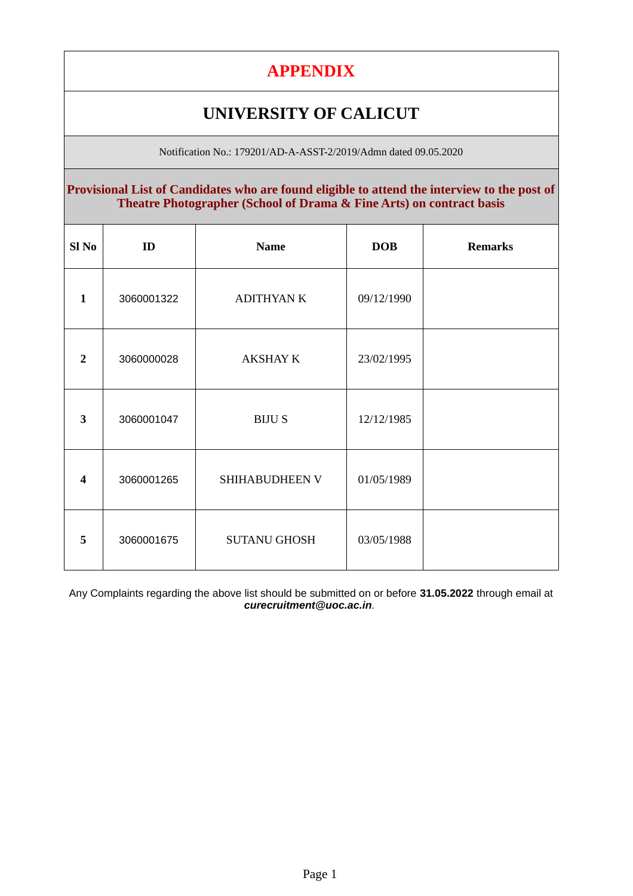# APPENDIX

# UNIVERSITY OF CALICUT

Notification No.: 179201/AD-A-ASST-2/2019/Admn dated 09.05.2020

**Provisional List of Candidates who are found eligible to attend the interview to the post of Theatre Photographer (School of Drama & Fine Arts) on contract basis**

| Sl No | ID | Name | DOB | Remarks |
|---|---|---|---|---|
| **1** | 3060001322 | ADITHYAN K | 09/12/1990 | |
| **2** | 3060000028 | AKSHAY K | 23/02/1995 | |
| **3** | 3060001047 | BIJU S | 12/12/1985 | |
| **4** | 3060001265 | SHIHABUDHEEN V | 01/05/1989 | |
| **5** | 3060001675 | SUTANU GHOSH | 03/05/1988 | |

Any Complaints regarding the above list should be submitted on or before **31.05.2022** through email at ***curecruitment@uoc.ac.in***.